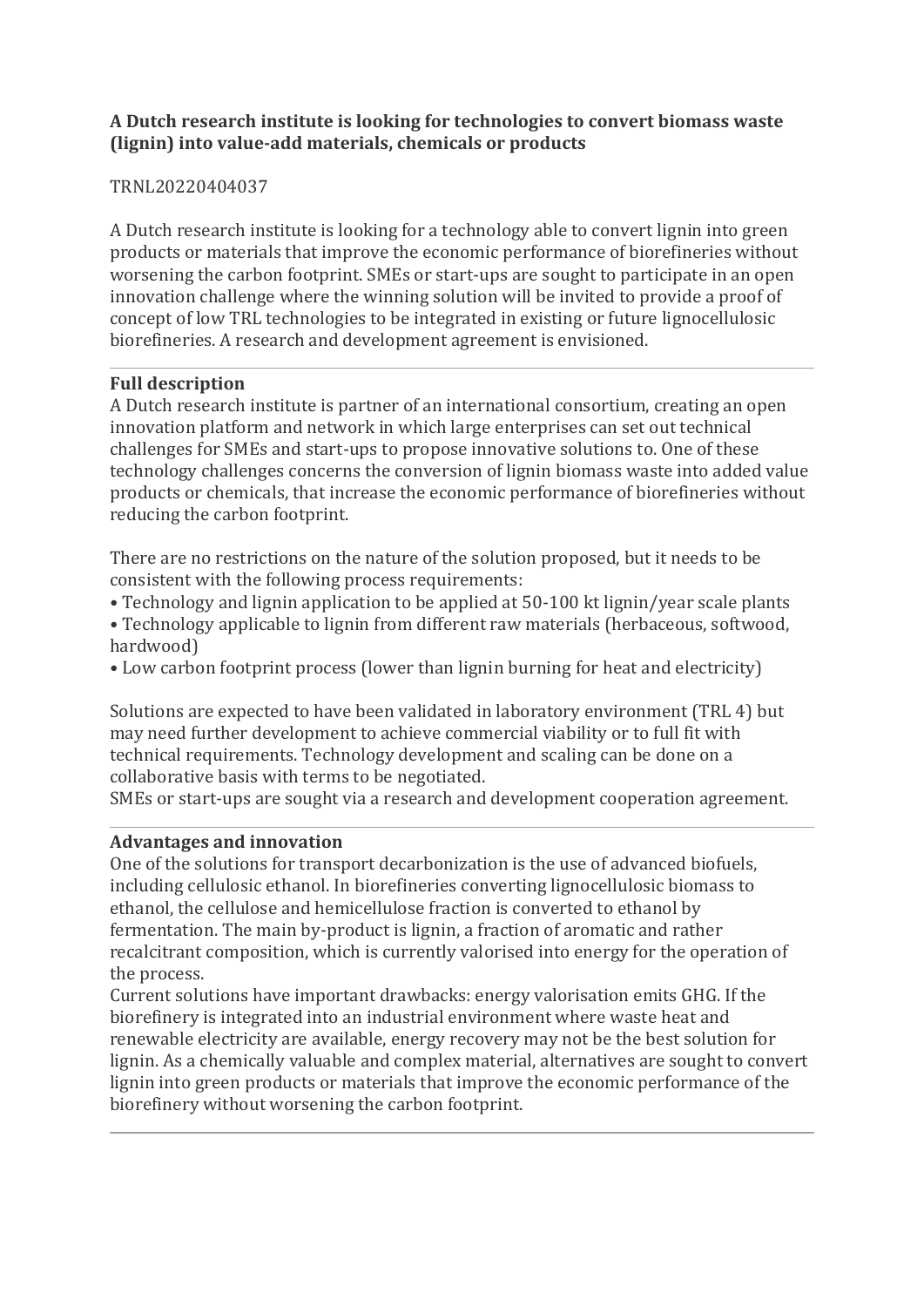**A Dutch research institute is looking for technologies to convert biomass waste (lignin) into value-add materials, chemicals or products**

TRNL20220404037

A Dutch research institute is looking for a technology able to convert lignin into green products or materials that improve the economic performance of biorefineries without worsening the carbon footprint. SMEs or start-ups are sought to participate in an open innovation challenge where the winning solution will be invited to provide a proof of concept of low TRL technologies to be integrated in existing or future lignocellulosic biorefineries. A research and development agreement is envisioned.

---

**Full description**

A Dutch research institute is partner of an international consortium, creating an open innovation platform and network in which large enterprises can set out technical challenges for SMEs and start-ups to propose innovative solutions to. One of these technology challenges concerns the conversion of lignin biomass waste into added value products or chemicals, that increase the economic performance of biorefineries without reducing the carbon footprint.

There are no restrictions on the nature of the solution proposed, but it needs to be consistent with the following process requirements:

- Technology and lignin application to be applied at 50-100 kt lignin/year scale plants
- Technology applicable to lignin from different raw materials (herbaceous, softwood, hardwood)
- Low carbon footprint process (lower than lignin burning for heat and electricity)

Solutions are expected to have been validated in laboratory environment (TRL 4) but may need further development to achieve commercial viability or to full fit with technical requirements. Technology development and scaling can be done on a collaborative basis with terms to be negotiated.
SMEs or start-ups are sought via a research and development cooperation agreement.

---

**Advantages and innovation**

One of the solutions for transport decarbonization is the use of advanced biofuels, including cellulosic ethanol. In biorefineries converting lignocellulosic biomass to ethanol, the cellulose and hemicellulose fraction is converted to ethanol by fermentation. The main by-product is lignin, a fraction of aromatic and rather recalcitrant composition, which is currently valorised into energy for the operation of the process.
Current solutions have important drawbacks: energy valorisation emits GHG. If the biorefinery is integrated into an industrial environment where waste heat and renewable electricity are available, energy recovery may not be the best solution for lignin. As a chemically valuable and complex material, alternatives are sought to convert lignin into green products or materials that improve the economic performance of the biorefinery without worsening the carbon footprint.

---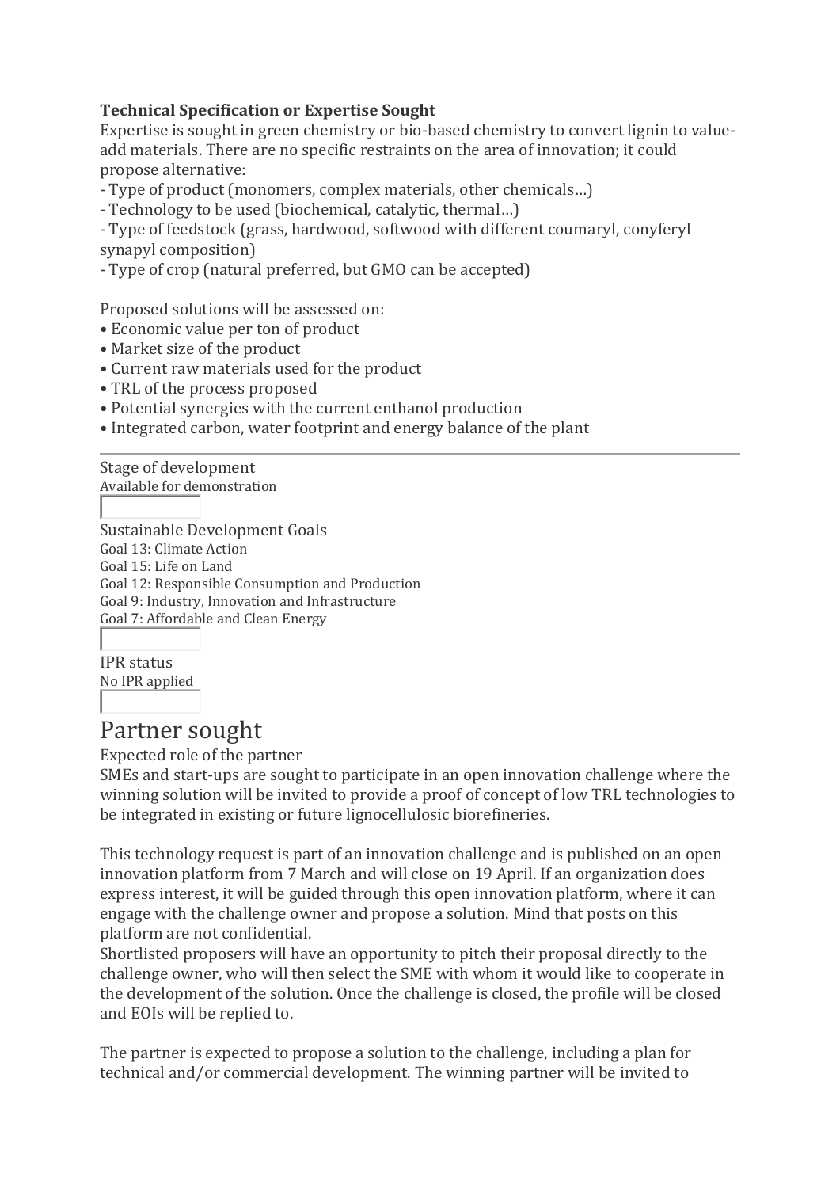**Technical Specification or Expertise Sought**

Expertise is sought in green chemistry or bio-based chemistry to convert lignin to value-add materials. There are no specific restraints on the area of innovation; it could propose alternative:

- Type of product (monomers, complex materials, other chemicals…)
- Technology to be used (biochemical, catalytic, thermal…)
- Type of feedstock (grass, hardwood, softwood with different coumaryl, conyferyl synapyl composition)
- Type of crop (natural preferred, but GMO can be accepted)

Proposed solutions will be assessed on:

- Economic value per ton of product
- Market size of the product
- Current raw materials used for the product
- TRL of the process proposed
- Potential synergies with the current enthanol production
- Integrated carbon, water footprint and energy balance of the plant

---

Stage of development

Available for demonstration

Sustainable Development Goals

Goal 13: Climate Action
Goal 15: Life on Land
Goal 12: Responsible Consumption and Production
Goal 9: Industry, Innovation and Infrastructure
Goal 7: Affordable and Clean Energy

IPR status

No IPR applied

# Partner sought

Expected role of the partner

SMEs and start-ups are sought to participate in an open innovation challenge where the winning solution will be invited to provide a proof of concept of low TRL technologies to be integrated in existing or future lignocellulosic biorefineries.

This technology request is part of an innovation challenge and is published on an open innovation platform from 7 March and will close on 19 April. If an organization does express interest, it will be guided through this open innovation platform, where it can engage with the challenge owner and propose a solution. Mind that posts on this platform are not confidential.

Shortlisted proposers will have an opportunity to pitch their proposal directly to the challenge owner, who will then select the SME with whom it would like to cooperate in the development of the solution. Once the challenge is closed, the profile will be closed and EOIs will be replied to.

The partner is expected to propose a solution to the challenge, including a plan for technical and/or commercial development. The winning partner will be invited to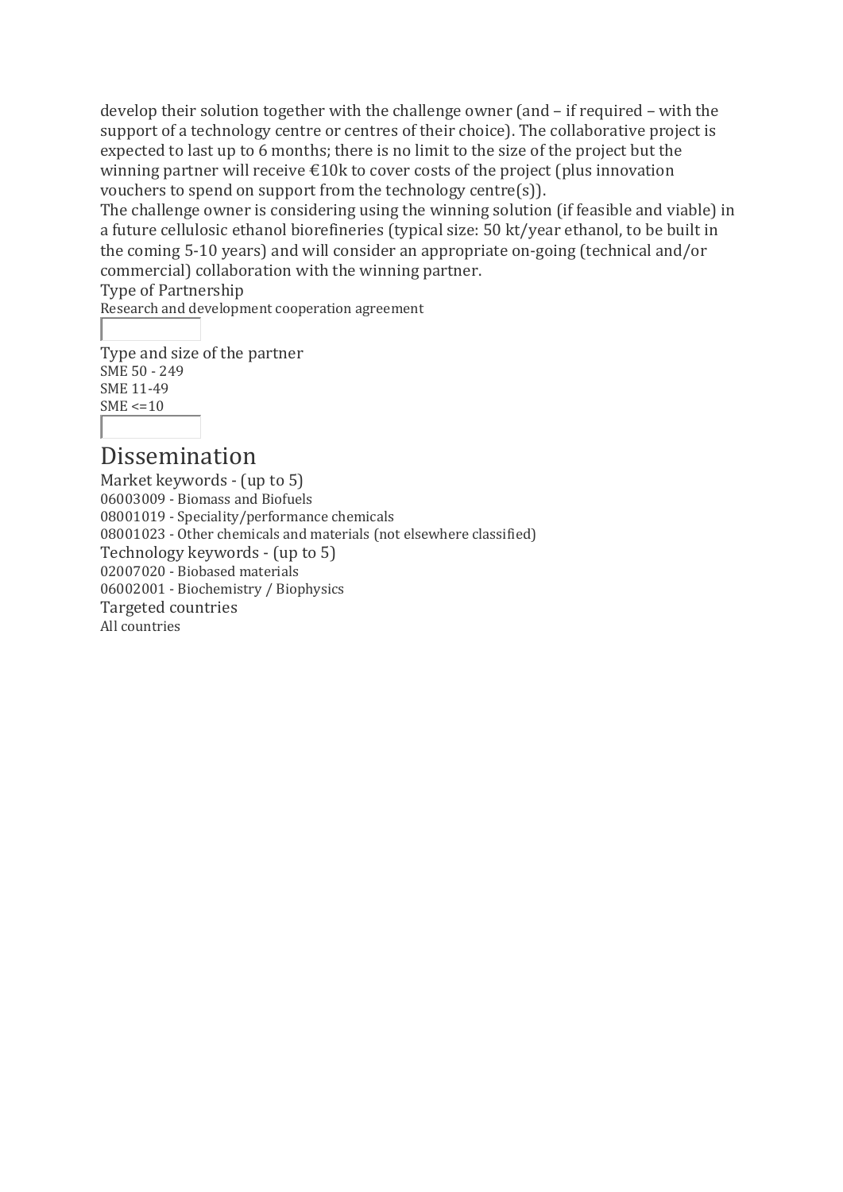develop their solution together with the challenge owner (and – if required – with the support of a technology centre or centres of their choice). The collaborative project is expected to last up to 6 months; there is no limit to the size of the project but the winning partner will receive €10k to cover costs of the project (plus innovation vouchers to spend on support from the technology centre(s)).
The challenge owner is considering using the winning solution (if feasible and viable) in a future cellulosic ethanol biorefineries (typical size: 50 kt/year ethanol, to be built in the coming 5-10 years) and will consider an appropriate on-going (technical and/or commercial) collaboration with the winning partner.

Type of Partnership

Research and development cooperation agreement

Type and size of the partner

SME 50 - 249
SME 11-49
SME <=10

# Dissemination

Market keywords - (up to 5)

06003009 - Biomass and Biofuels
08001019 - Speciality/performance chemicals
08001023 - Other chemicals and materials (not elsewhere classified)

Technology keywords - (up to 5)

02007020 - Biobased materials
06002001 - Biochemistry / Biophysics

Targeted countries

All countries